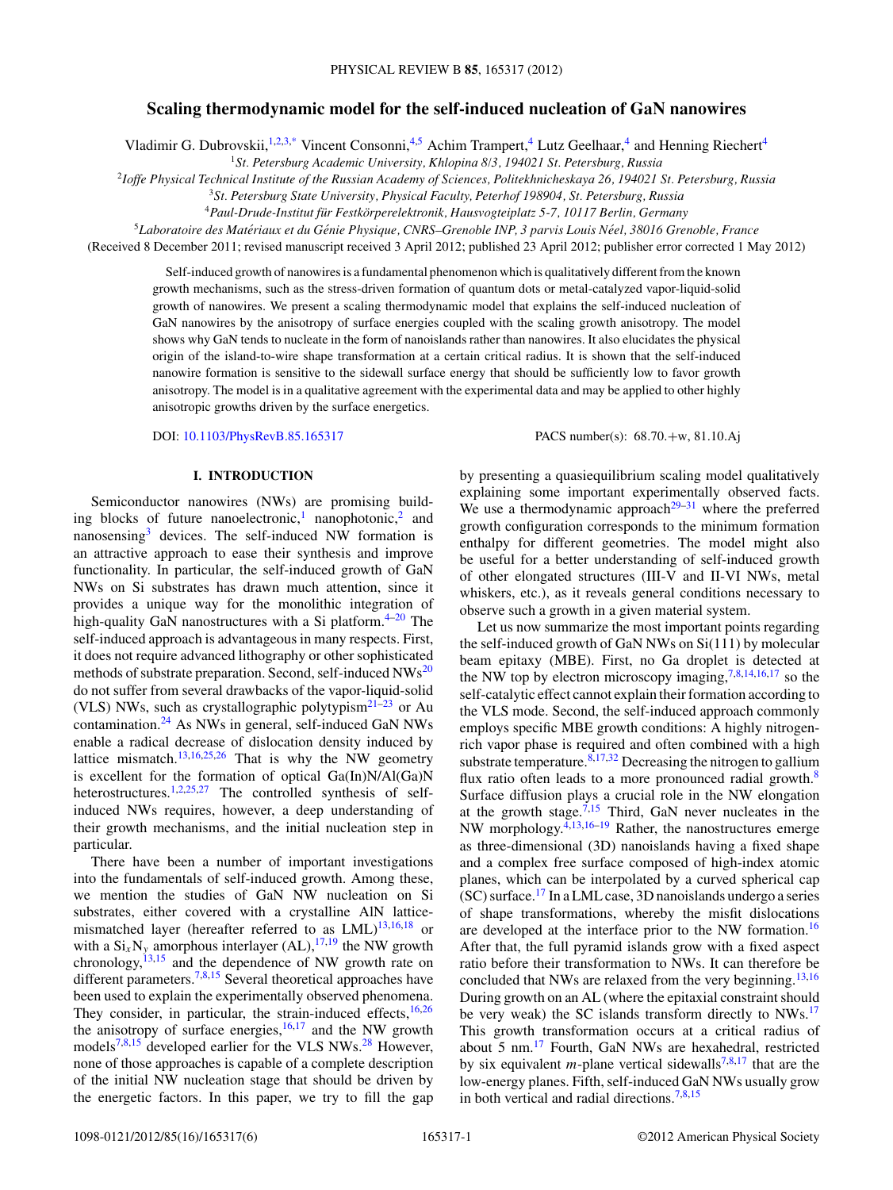# Scaling thermodynamic model for the self-induced nucleation of GaN nanowires

Vladimir G. Dubrovskii,[1,2,3,*] Vincent Consonni,[4,5] Achim Trampert,[4] Lutz Geelhaar,[4] and Henning Riechert[4]

[1]*St. Petersburg Academic University, Khlopina 8/3, 194021 St. Petersburg, Russia*

[2]*Ioffe Physical Technical Institute of the Russian Academy of Sciences, Politekhnicheskaya 26, 194021 St. Petersburg, Russia*

[3]*St. Petersburg State University, Physical Faculty, Peterhof 198904, St. Petersburg, Russia*

[4]*Paul-Drude-Institut für Festkörperelektronik, Hausvogteiplatz 5-7, 10117 Berlin, Germany*

[5]*Laboratoire des Matériaux et du Génie Physique, CNRS–Grenoble INP, 3 parvis Louis Néel, 38016 Grenoble, France*

(Received 8 December 2011; revised manuscript received 3 April 2012; published 23 April 2012; publisher error corrected 1 May 2012)

Self-induced growth of nanowires is a fundamental phenomenon which is qualitatively different from the known growth mechanisms, such as the stress-driven formation of quantum dots or metal-catalyzed vapor-liquid-solid growth of nanowires. We present a scaling thermodynamic model that explains the self-induced nucleation of GaN nanowires by the anisotropy of surface energies coupled with the scaling growth anisotropy. The model shows why GaN tends to nucleate in the form of nanoislands rather than nanowires. It also elucidates the physical origin of the island-to-wire shape transformation at a certain critical radius. It is shown that the self-induced nanowire formation is sensitive to the sidewall surface energy that should be sufficiently low to favor growth anisotropy. The model is in a qualitative agreement with the experimental data and may be applied to other highly anisotropic growths driven by the surface energetics.

DOI: 10.1103/PhysRevB.85.165317 PACS number(s): 68.70.+w, 81.10.Aj

## I. INTRODUCTION

Semiconductor nanowires (NWs) are promising building blocks of future nanoelectronic,[1] nanophotonic,[2] and nanosensing[3] devices. The self-induced NW formation is an attractive approach to ease their synthesis and improve functionality. In particular, the self-induced growth of GaN NWs on Si substrates has drawn much attention, since it provides a unique way for the monolithic integration of high-quality GaN nanostructures with a Si platform.[4–20] The self-induced approach is advantageous in many respects. First, it does not require advanced lithography or other sophisticated methods of substrate preparation. Second, self-induced NWs[20] do not suffer from several drawbacks of the vapor-liquid-solid (VLS) NWs, such as crystallographic polytypism[21–23] or Au contamination.[24] As NWs in general, self-induced GaN NWs enable a radical decrease of dislocation density induced by lattice mismatch.[13,16,25,26] That is why the NW geometry is excellent for the formation of optical Ga(In)N/Al(Ga)N heterostructures.[1,2,25,27] The controlled synthesis of self-induced NWs requires, however, a deep understanding of their growth mechanisms, and the initial nucleation step in particular.

There have been a number of important investigations into the fundamentals of self-induced growth. Among these, we mention the studies of GaN NW nucleation on Si substrates, either covered with a crystalline AlN lattice-mismatched layer (hereafter referred to as LML)[13,16,18] or with a $Si_xN_y$ amorphous interlayer (AL),[17,19] the NW growth chronology,[13,15] and the dependence of NW growth rate on different parameters.[7,8,15] Several theoretical approaches have been used to explain the experimentally observed phenomena. They consider, in particular, the strain-induced effects,[16,26] the anisotropy of surface energies,[16,17] and the NW growth models[7,8,15] developed earlier for the VLS NWs.[28] However, none of those approaches is capable of a complete description of the initial NW nucleation stage that should be driven by the energetic factors. In this paper, we try to fill the gap by presenting a quasiequilibrium scaling model qualitatively explaining some important experimentally observed facts. We use a thermodynamic approach[29–31] where the preferred growth configuration corresponds to the minimum formation enthalpy for different geometries. The model might also be useful for a better understanding of self-induced growth of other elongated structures (III-V and II-VI NWs, metal whiskers, etc.), as it reveals general conditions necessary to observe such a growth in a given material system.

Let us now summarize the most important points regarding the self-induced growth of GaN NWs on Si(111) by molecular beam epitaxy (MBE). First, no Ga droplet is detected at the NW top by electron microscopy imaging,[7,8,14,16,17] so the self-catalytic effect cannot explain their formation according to the VLS mode. Second, the self-induced approach commonly employs specific MBE growth conditions: A highly nitrogen-rich vapor phase is required and often combined with a high substrate temperature.[8,17,32] Decreasing the nitrogen to gallium flux ratio often leads to a more pronounced radial growth.[8] Surface diffusion plays a crucial role in the NW elongation at the growth stage.[7,15] Third, GaN never nucleates in the NW morphology.[4,13,16–19] Rather, the nanostructures emerge as three-dimensional (3D) nanoislands having a fixed shape and a complex free surface composed of high-index atomic planes, which can be interpolated by a curved spherical cap (SC) surface.[17] In a LML case, 3D nanoislands undergo a series of shape transformations, whereby the misfit dislocations are developed at the interface prior to the NW formation.[16] After that, the full pyramid islands grow with a fixed aspect ratio before their transformation to NWs. It can therefore be concluded that NWs are relaxed from the very beginning.[13,16] During growth on an AL (where the epitaxial constraint should be very weak) the SC islands transform directly to NWs.[17] This growth transformation occurs at a critical radius of about 5 nm.[17] Fourth, GaN NWs are hexahedral, restricted by six equivalent *m*-plane vertical sidewalls[7,8,17] that are the low-energy planes. Fifth, self-induced GaN NWs usually grow in both vertical and radial directions.[7,8,15]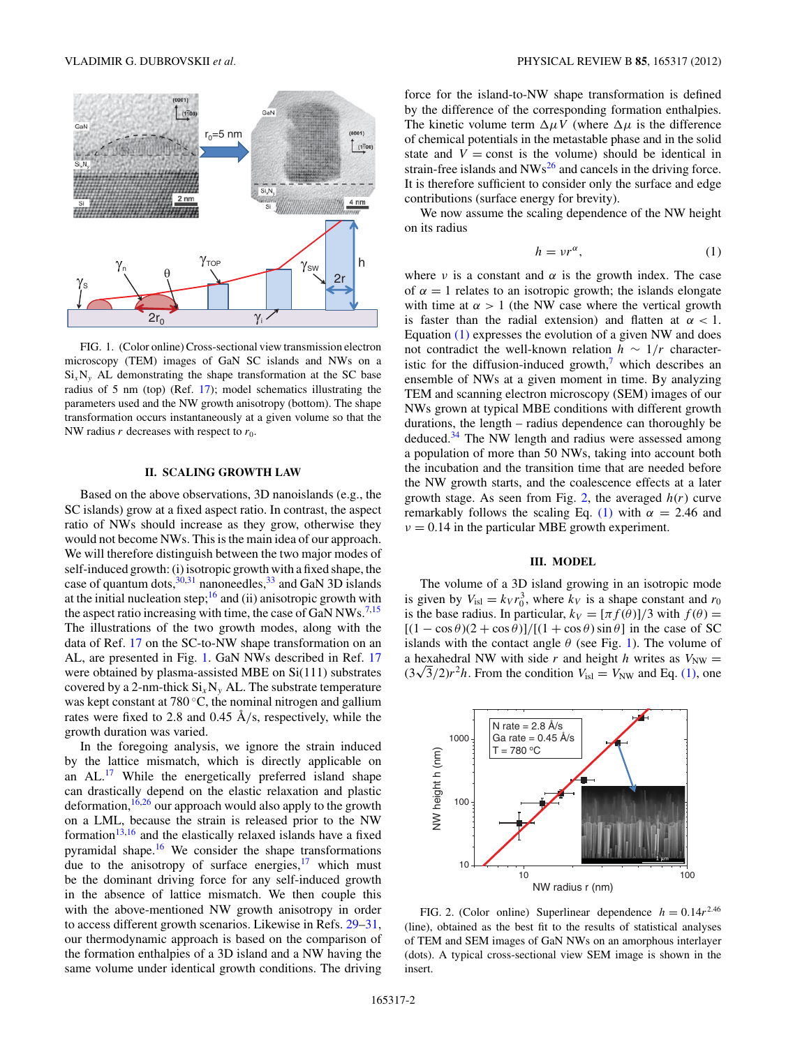FIG. 1. (Color online) Cross-sectional view transmission electron microscopy (TEM) images of GaN SC islands and NWs on a $Si_xN_y$ AL demonstrating the shape transformation at the SC base radius of 5 nm (top) (Ref. 17); model schematics illustrating the parameters used and the NW growth anisotropy (bottom). The shape transformation occurs instantaneously at a given volume so that the NW radius $r$ decreases with respect to $r_0$.

## II. SCALING GROWTH LAW

Based on the above observations, 3D nanoislands (e.g., the SC islands) grow at a fixed aspect ratio. In contrast, the aspect ratio of NWs should increase as they grow, otherwise they would not become NWs. This is the main idea of our approach. We will therefore distinguish between the two major modes of self-induced growth: (i) isotropic growth with a fixed shape, the case of quantum dots,[30,31] nanoneedles,[33] and GaN 3D islands at the initial nucleation step;[16] and (ii) anisotropic growth with the aspect ratio increasing with time, the case of GaN NWs.[7,15] The illustrations of the two growth modes, along with the data of Ref. 17 on the SC-to-NW shape transformation on an AL, are presented in Fig. 1. GaN NWs described in Ref. 17 were obtained by plasma-assisted MBE on Si(111) substrates covered by a 2-nm-thick $Si_xN_y$ AL. The substrate temperature was kept constant at 780 °C, the nominal nitrogen and gallium rates were fixed to 2.8 and 0.45 Å/s, respectively, while the growth duration was varied.

In the foregoing analysis, we ignore the strain induced by the lattice mismatch, which is directly applicable on an AL.[17] While the energetically preferred island shape can drastically depend on the elastic relaxation and plastic deformation,[16,26] our approach would also apply to the growth on a LML, because the strain is released prior to the NW formation[13,16] and the elastically relaxed islands have a fixed pyramidal shape.[16] We consider the shape transformations due to the anisotropy of surface energies,[17] which must be the dominant driving force for any self-induced growth in the absence of lattice mismatch. We then couple this with the above-mentioned NW growth anisotropy in order to access different growth scenarios. Likewise in Refs. 29–31, our thermodynamic approach is based on the comparison of the formation enthalpies of a 3D island and a NW having the same volume under identical growth conditions. The driving force for the island-to-NW shape transformation is defined by the difference of the corresponding formation enthalpies. The kinetic volume term $\Delta\mu V$ (where $\Delta\mu$ is the difference of chemical potentials in the metastable phase and in the solid state and $V = \text{const}$ is the volume) should be identical in strain-free islands and NWs[26] and cancels in the driving force. It is therefore sufficient to consider only the surface and edge contributions (surface energy for brevity).

We now assume the scaling dependence of the NW height on its radius

$$h = \nu r^{\alpha}, \tag{1}$$

where $\nu$ is a constant and $\alpha$ is the growth index. The case of $\alpha = 1$ relates to an isotropic growth; the islands elongate with time at $\alpha > 1$ (the NW case where the vertical growth is faster than the radial extension) and flatten at $\alpha < 1$. Equation (1) expresses the evolution of a given NW and does not contradict the well-known relation $h \sim 1/r$ characteristic for the diffusion-induced growth,[7] which describes an ensemble of NWs at a given moment in time. By analyzing TEM and scanning electron microscopy (SEM) images of our NWs grown at typical MBE conditions with different growth durations, the length – radius dependence can thoroughly be deduced.[34] The NW length and radius were assessed among a population of more than 50 NWs, taking into account both the incubation and the transition time that are needed before the NW growth starts, and the coalescence effects at a later growth stage. As seen from Fig. 2, the averaged $h(r)$ curve remarkably follows the scaling Eq. (1) with $\alpha = 2.46$ and $\nu = 0.14$ in the particular MBE growth experiment.

## III. MODEL

The volume of a 3D island growing in an isotropic mode is given by $V_{\text{isl}} = k_V r_0^3$, where $k_V$ is a shape constant and $r_0$ is the base radius. In particular, $k_V = [\pi f(\theta)]/3$ with $f(\theta) = [(1-\cos\theta)(2+\cos\theta)]/[(1+\cos\theta)\sin\theta]$ in the case of SC islands with the contact angle $\theta$ (see Fig. 1). The volume of a hexahedral NW with side $r$ and height $h$ writes as $V_{\text{NW}} = (3\sqrt{3}/2)r^2 h$. From the condition $V_{\text{isl}} = V_{\text{NW}}$ and Eq. (1), one

FIG. 2. (Color online) Superlinear dependence $h = 0.14r^{2.46}$ (line), obtained as the best fit to the results of statistical analyses of TEM and SEM images of GaN NWs on an amorphous interlayer (dots). A typical cross-sectional view SEM image is shown in the insert.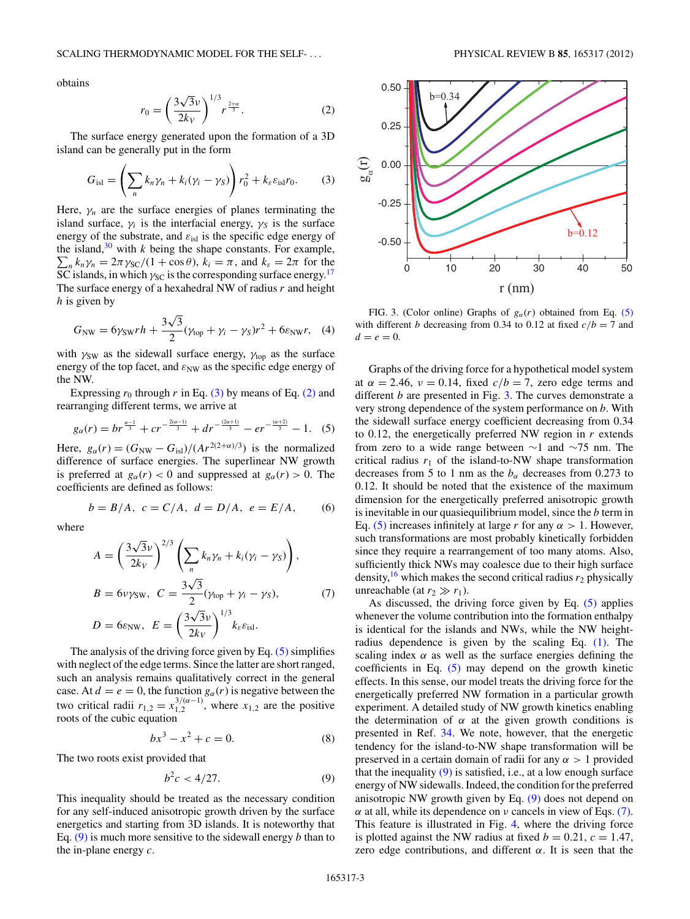obtains

$$r_0 = \left(\frac{3\sqrt{3}\nu}{2k_V}\right)^{1/3} r^{\frac{2+\alpha}{3}}. \tag{2}$$

The surface energy generated upon the formation of a 3D island can be generally put in the form

$$G_{\rm isl} = \left(\sum_n k_n \gamma_n + k_i(\gamma_i - \gamma_S)\right) r_0^2 + k_\varepsilon \varepsilon_{\rm isl} r_0. \tag{3}$$

Here, $\gamma_n$ are the surface energies of planes terminating the island surface, $\gamma_i$ is the interfacial energy, $\gamma_S$ is the surface energy of the substrate, and $\varepsilon_{\rm isl}$ is the specific edge energy of the island,[30] with $k$ being the shape constants. For example, $\sum_n k_n\gamma_n = 2\pi\gamma_{\rm SC}/(1+\cos\theta)$, $k_i = \pi$, and $k_\varepsilon = 2\pi$ for the SC islands, in which $\gamma_{\rm SC}$ is the corresponding surface energy.[17] The surface energy of a hexahedral NW of radius $r$ and height $h$ is given by

$$G_{\rm NW} = 6\gamma_{\rm SW} rh + \frac{3\sqrt{3}}{2}(\gamma_{\rm top} + \gamma_i - \gamma_S)r^2 + 6\varepsilon_{\rm NW} r, \tag{4}$$

with $\gamma_{\rm SW}$ as the sidewall surface energy, $\gamma_{\rm top}$ as the surface energy of the top facet, and $\varepsilon_{\rm NW}$ as the specific edge energy of the NW.

Expressing $r_0$ through $r$ in Eq. (3) by means of Eq. (2) and rearranging different terms, we arrive at

$$g_\alpha(r) = br^{\frac{\alpha-1}{3}} + cr^{-\frac{2(\alpha-1)}{3}} + dr^{-\frac{(2\alpha+1)}{3}} - er^{-\frac{(\alpha+2)}{3}} - 1. \tag{5}$$

Here, $g_\alpha(r) = (G_{\rm NW} - G_{\rm isl})/(Ar^{2(2+\alpha)/3})$ is the normalized difference of surface energies. The superlinear NW growth is preferred at $g_\alpha(r) < 0$ and suppressed at $g_\alpha(r) > 0$. The coefficients are defined as follows:

$$b = B/A,\ \ c = C/A,\ \ d = D/A,\ \ e = E/A, \tag{6}$$

where

$$A = \left(\frac{3\sqrt{3}\nu}{2k_V}\right)^{2/3}\left(\sum_n k_n\gamma_n + k_i(\gamma_i - \gamma_S)\right),$$

$$B = 6\nu\gamma_{\rm SW},\ \ C = \frac{3\sqrt{3}}{2}(\gamma_{\rm top} + \gamma_i - \gamma_S), \tag{7}$$

$$D = 6\varepsilon_{\rm NW},\ \ E = \left(\frac{3\sqrt{3}\nu}{2k_V}\right)^{1/3} k_\varepsilon \varepsilon_{\rm isl}.$$

The analysis of the driving force given by Eq. (5) simplifies with neglect of the edge terms. Since the latter are short ranged, such an analysis remains qualitatively correct in the general case. At $d = e = 0$, the function $g_\alpha(r)$ is negative between the two critical radii $r_{1,2} = x_{1,2}^{3/(\alpha-1)}$, where $x_{1,2}$ are the positive roots of the cubic equation

$$bx^3 - x^2 + c = 0. \tag{8}$$

The two roots exist provided that

$$b^2 c < 4/27. \tag{9}$$

This inequality should be treated as the necessary condition for any self-induced anisotropic growth driven by the surface energetics and starting from 3D islands. It is noteworthy that Eq. (9) is much more sensitive to the sidewall energy $b$ than to the in-plane energy $c$.

FIG. 3. (Color online) Graphs of $g_\alpha(r)$ obtained from Eq. (5) with different $b$ decreasing from 0.34 to 0.12 at fixed $c/b = 7$ and $d = e = 0$.

Graphs of the driving force for a hypothetical model system at $\alpha = 2.46$, $\nu = 0.14$, fixed $c/b = 7$, zero edge terms and different $b$ are presented in Fig. 3. The curves demonstrate a very strong dependence of the system performance on $b$. With the sidewall surface energy coefficient decreasing from 0.34 to 0.12, the energetically preferred NW region in $r$ extends from zero to a wide range between ~1 and ~75 nm. The critical radius $r_1$ of the island-to-NW shape transformation decreases from 5 to 1 nm as the $b_\alpha$ decreases from 0.273 to 0.12. It should be noted that the existence of the maximum dimension for the energetically preferred anisotropic growth is inevitable in our quasiequilibrium model, since the $b$ term in Eq. (5) increases infinitely at large $r$ for any $\alpha > 1$. However, such transformations are most probably kinetically forbidden since they require a rearrangement of too many atoms. Also, sufficiently thick NWs may coalesce due to their high surface density,[16] which makes the second critical radius $r_2$ physically unreachable (at $r_2 \gg r_1$).

As discussed, the driving force given by Eq. (5) applies whenever the volume contribution into the formation enthalpy is identical for the islands and NWs, while the NW height-radius dependence is given by the scaling Eq. (1). The scaling index $\alpha$ as well as the surface energies defining the coefficients in Eq. (5) may depend on the growth kinetic effects. In this sense, our model treats the driving force for the energetically preferred NW formation in a particular growth experiment. A detailed study of NW growth kinetics enabling the determination of $\alpha$ at the given growth conditions is presented in Ref. 34. We note, however, that the energetic tendency for the island-to-NW shape transformation will be preserved in a certain domain of radii for any $\alpha > 1$ provided that the inequality (9) is satisfied, i.e., at a low enough surface energy of NW sidewalls. Indeed, the condition for the preferred anisotropic NW growth given by Eq. (9) does not depend on $\alpha$ at all, while its dependence on $\nu$ cancels in view of Eqs. (7). This feature is illustrated in Fig. 4, where the driving force is plotted against the NW radius at fixed $b = 0.21$, $c = 1.47$, zero edge contributions, and different $\alpha$. It is seen that the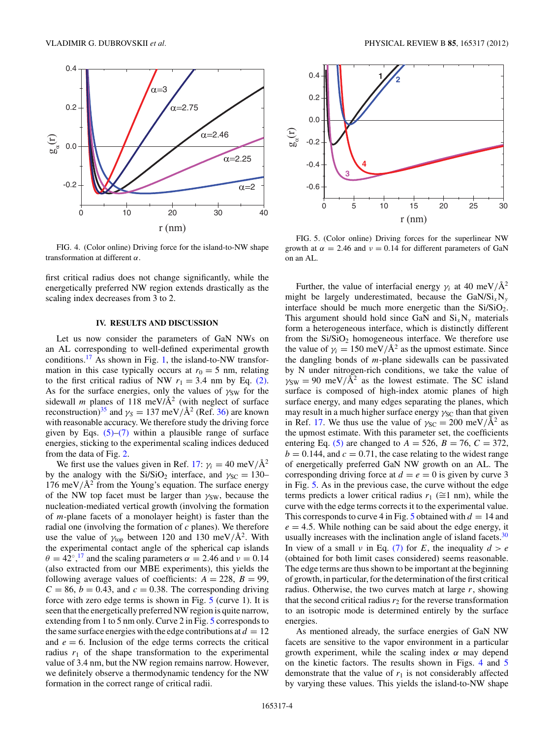FIG. 4. (Color online) Driving force for the island-to-NW shape transformation at different $\alpha$.

FIG. 5. (Color online) Driving forces for the superlinear NW growth at $\alpha = 2.46$ and $\nu = 0.14$ for different parameters of GaN on an AL.

first critical radius does not change significantly, while the energetically preferred NW region extends drastically as the scaling index decreases from 3 to 2.

## IV. RESULTS AND DISCUSSION

Let us now consider the parameters of GaN NWs on an AL corresponding to well-defined experimental growth conditions.[17] As shown in Fig. 1, the island-to-NW transformation in this case typically occurs at $r_0 = 5$ nm, relating to the first critical radius of NW $r_1 = 3.4$ nm by Eq. (2). As for the surface energies, only the values of $\gamma_{SW}$ for the sidewall $m$ planes of 118 meV/Å$^2$ (with neglect of surface reconstruction)[35] and $\gamma_S = 137$ meV/Å$^2$ (Ref. 36) are known with reasonable accuracy. We therefore study the driving force given by Eqs. (5)–(7) within a plausible range of surface energies, sticking to the experimental scaling indices deduced from the data of Fig. 2.

We first use the values given in Ref. 17: $\gamma_i = 40$ meV/Å$^2$ by the analogy with the Si/SiO$_2$ interface, and $\gamma_{SC} = 130$–176 meV/Å$^2$ from the Young's equation. The surface energy of the NW top facet must be larger than $\gamma_{SW}$, because the nucleation-mediated vertical growth (involving the formation of $m$-plane facets of a monolayer height) is faster than the radial one (involving the formation of $c$ planes). We therefore use the value of $\gamma_{top}$ between 120 and 130 meV/Å$^2$. With the experimental contact angle of the spherical cap islands $\theta = 42^\circ$,[17] and the scaling parameters $\alpha = 2.46$ and $\nu = 0.14$ (also extracted from our MBE experiments), this yields the following average values of coefficients: $A = 228$, $B = 99$, $C = 86$, $b = 0.43$, and $c = 0.38$. The corresponding driving force with zero edge terms is shown in Fig. 5 (curve 1). It is seen that the energetically preferred NW region is quite narrow, extending from 1 to 5 nm only. Curve 2 in Fig. 5 corresponds to the same surface energies with the edge contributions at $d = 12$ and $e = 6$. Inclusion of the edge terms corrects the critical radius $r_1$ of the shape transformation to the experimental value of 3.4 nm, but the NW region remains narrow. However, we definitely observe a thermodynamic tendency for the NW formation in the correct range of critical radii.

Further, the value of interfacial energy $\gamma_i$ at 40 meV/Å$^2$ might be largely underestimated, because the GaN/Si$_x$N$_y$ interface should be much more energetic than the Si/SiO$_2$. This argument should hold since GaN and Si$_x$N$_y$ materials form a heterogeneous interface, which is distinctly different from the Si/SiO$_2$ homogeneous interface. We therefore use the value of $\gamma_i = 150$ meV/Å$^2$ as the upmost estimate. Since the dangling bonds of $m$-plane sidewalls can be passivated by N under nitrogen-rich conditions, we take the value of $\gamma_{SW} = 90$ meV/Å$^2$ as the lowest estimate. The SC island surface is composed of high-index atomic planes of high surface energy, and many edges separating the planes, which may result in a much higher surface energy $\gamma_{SC}$ than that given in Ref. 17. We thus use the value of $\gamma_{SC} = 200$ meV/Å$^2$ as the upmost estimate. With this parameter set, the coefficients entering Eq. (5) are changed to $A = 526$, $B = 76$, $C = 372$, $b = 0.144$, and $c = 0.71$, the case relating to the widest range of energetically preferred GaN NW growth on an AL. The corresponding driving force at $d = e = 0$ is given by curve 3 in Fig. 5. As in the previous case, the curve without the edge terms predicts a lower critical radius $r_1$ ($\cong$1 nm), while the curve with the edge terms corrects it to the experimental value. This corresponds to curve 4 in Fig. 5 obtained with $d = 14$ and $e = 4.5$. While nothing can be said about the edge energy, it usually increases with the inclination angle of island facets.[30] In view of a small $\nu$ in Eq. (7) for $E$, the inequality $d > e$ (obtained for both limit cases considered) seems reasonable. The edge terms are thus shown to be important at the beginning of growth, in particular, for the determination of the first critical radius. Otherwise, the two curves match at large $r$, showing that the second critical radius $r_2$ for the reverse transformation to an isotropic mode is determined entirely by the surface energies.

As mentioned already, the surface energies of GaN NW facets are sensitive to the vapor environment in a particular growth experiment, while the scaling index $\alpha$ may depend on the kinetic factors. The results shown in Figs. 4 and 5 demonstrate that the value of $r_1$ is not considerably affected by varying these values. This yields the island-to-NW shape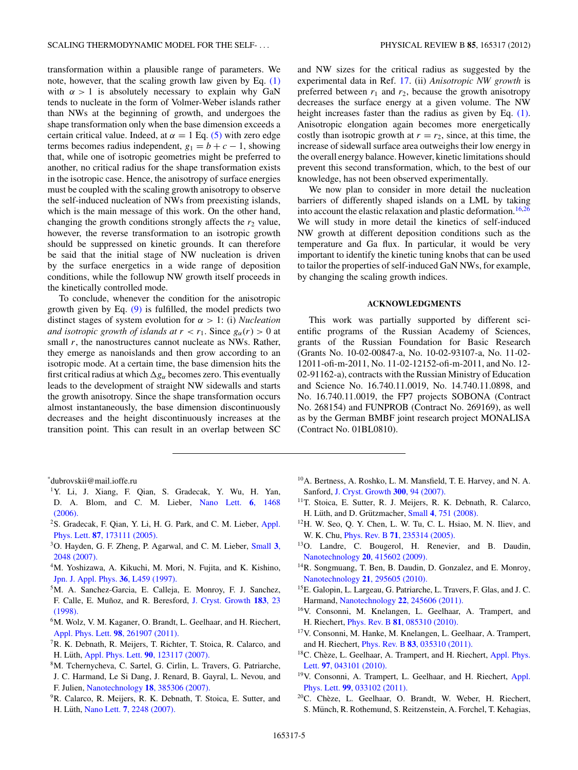transformation within a plausible range of parameters. We note, however, that the scaling growth law given by Eq. (1) with $\alpha > 1$ is absolutely necessary to explain why GaN tends to nucleate in the form of Volmer-Weber islands rather than NWs at the beginning of growth, and undergoes the shape transformation only when the base dimension exceeds a certain critical value. Indeed, at $\alpha = 1$ Eq. (5) with zero edge terms becomes radius independent, $g_1 = b + c - 1$, showing that, while one of isotropic geometries might be preferred to another, no critical radius for the shape transformation exists in the isotropic case. Hence, the anisotropy of surface energies must be coupled with the scaling growth anisotropy to observe the self-induced nucleation of NWs from preexisting islands, which is the main message of this work. On the other hand, changing the growth conditions strongly affects the $r_2$ value, however, the reverse transformation to an isotropic growth should be suppressed on kinetic grounds. It can therefore be said that the initial stage of NW nucleation is driven by the surface energetics in a wide range of deposition conditions, while the followup NW growth itself proceeds in the kinetically controlled mode.

To conclude, whenever the condition for the anisotropic growth given by Eq. (9) is fulfilled, the model predicts two distinct stages of system evolution for $\alpha > 1$: (i) *Nucleation and isotropic growth of islands at $r < r_1$.* Since $g_\alpha(r) > 0$ at small $r$, the nanostructures cannot nucleate as NWs. Rather, they emerge as nanoislands and then grow according to an isotropic mode. At a certain time, the base dimension hits the first critical radius at which $\Delta g_\alpha$ becomes zero. This eventually leads to the development of straight NW sidewalls and starts the growth anisotropy. Since the shape transformation occurs almost instantaneously, the base dimension discontinuously decreases and the height discontinuously increases at the transition point. This can result in an overlap between SC and NW sizes for the critical radius as suggested by the experimental data in Ref. 17. (ii) *Anisotropic NW growth* is preferred between $r_1$ and $r_2$, because the growth anisotropy decreases the surface energy at a given volume. The NW height increases faster than the radius as given by Eq. (1). Anisotropic elongation again becomes more energetically costly than isotropic growth at $r = r_2$, since, at this time, the increase of sidewall surface area outweighs their low energy in the overall energy balance. However, kinetic limitations should prevent this second transformation, which, to the best of our knowledge, has not been observed experimentally.

We now plan to consider in more detail the nucleation barriers of differently shaped islands on a LML by taking into account the elastic relaxation and plastic deformation.[16,26] We will study in more detail the kinetics of self-induced NW growth at different deposition conditions such as the temperature and Ga flux. In particular, it would be very important to identify the kinetic tuning knobs that can be used to tailor the properties of self-induced GaN NWs, for example, by changing the scaling growth indices.

## ACKNOWLEDGMENTS

This work was partially supported by different scientific programs of the Russian Academy of Sciences, grants of the Russian Foundation for Basic Research (Grants No. 10-02-00847-a, No. 10-02-93107-a, No. 11-02-12011-ofi-m-2011, No. 11-02-12152-ofi-m-2011, and No. 12-02-91162-a), contracts with the Russian Ministry of Education and Science No. 16.740.11.0019, No. 14.740.11.0898, and No. 16.740.11.0019, the FP7 projects SOBONA (Contract No. 268154) and FUNPROB (Contract No. 269169), as well as by the German BMBF joint research project MONALISA (Contract No. 01BL0810).

---

*dubrovskii@mail.ioffe.ru

[1] Y. Li, J. Xiang, F. Qian, S. Gradecak, Y. Wu, H. Yan, D. A. Blom, and C. M. Lieber, Nano Lett. **6**, 1468 (2006).

[2] S. Gradecak, F. Qian, Y. Li, H. G. Park, and C. M. Lieber, Appl. Phys. Lett. **87**, 173111 (2005).

[3] O. Hayden, G. F. Zheng, P. Agarwal, and C. M. Lieber, Small **3**, 2048 (2007).

[4] M. Yoshizawa, A. Kikuchi, M. Mori, N. Fujita, and K. Kishino, Jpn. J. Appl. Phys. **36**, L459 (1997).

[5] M. A. Sanchez-Garcia, E. Calleja, E. Monroy, F. J. Sanchez, F. Calle, E. Muñoz, and R. Beresford, J. Cryst. Growth **183**, 23 (1998).

[6] M. Wolz, V. M. Kaganer, O. Brandt, L. Geelhaar, and H. Riechert, Appl. Phys. Lett. **98**, 261907 (2011).

[7] R. K. Debnath, R. Meijers, T. Richter, T. Stoica, R. Calarco, and H. Lüth, Appl. Phys. Lett. **90**, 123117 (2007).

[8] M. Tchernycheva, C. Sartel, G. Cirlin, L. Travers, G. Patriarche, J. C. Harmand, Le Si Dang, J. Renard, B. Gayral, L. Nevou, and F. Julien, Nanotechnology **18**, 385306 (2007).

[9] R. Calarco, R. Meijers, R. K. Debnath, T. Stoica, E. Sutter, and H. Lüth, Nano Lett. **7**, 2248 (2007).

[10] A. Bertness, A. Roshko, L. M. Mansfield, T. E. Harvey, and N. A. Sanford, J. Cryst. Growth **300**, 94 (2007).

[11] T. Stoica, E. Sutter, R. J. Meijers, R. K. Debnath, R. Calarco, H. Lüth, and D. Grützmacher, Small **4**, 751 (2008).

[12] H. W. Seo, Q. Y. Chen, L. W. Tu, C. L. Hsiao, M. N. Iliev, and W. K. Chu, Phys. Rev. B **71**, 235314 (2005).

[13] O. Landre, C. Bougerol, H. Renevier, and B. Daudin, Nanotechnology **20**, 415602 (2009).

[14] R. Songmuang, T. Ben, B. Daudin, D. Gonzalez, and E. Monroy, Nanotechnology **21**, 295605 (2010).

[15] E. Galopin, L. Largeau, G. Patriarche, L. Travers, F. Glas, and J. C. Harmand, Nanotechnology **22**, 245606 (2011).

[16] V. Consonni, M. Knelangen, L. Geelhaar, A. Trampert, and H. Riechert, Phys. Rev. B **81**, 085310 (2010).

[17] V. Consonni, M. Hanke, M. Knelangen, L. Geelhaar, A. Trampert, and H. Riechert, Phys. Rev. B **83**, 035310 (2011).

[18] C. Chèze, L. Geelhaar, A. Trampert, and H. Riechert, Appl. Phys. Lett. **97**, 043101 (2010).

[19] V. Consonni, A. Trampert, L. Geelhaar, and H. Riechert, Appl. Phys. Lett. **99**, 033102 (2011).

[20] C. Chèze, L. Geelhaar, O. Brandt, W. Weber, H. Riechert, S. Münch, R. Rothemund, S. Reitzenstein, A. Forchel, T. Kehagias,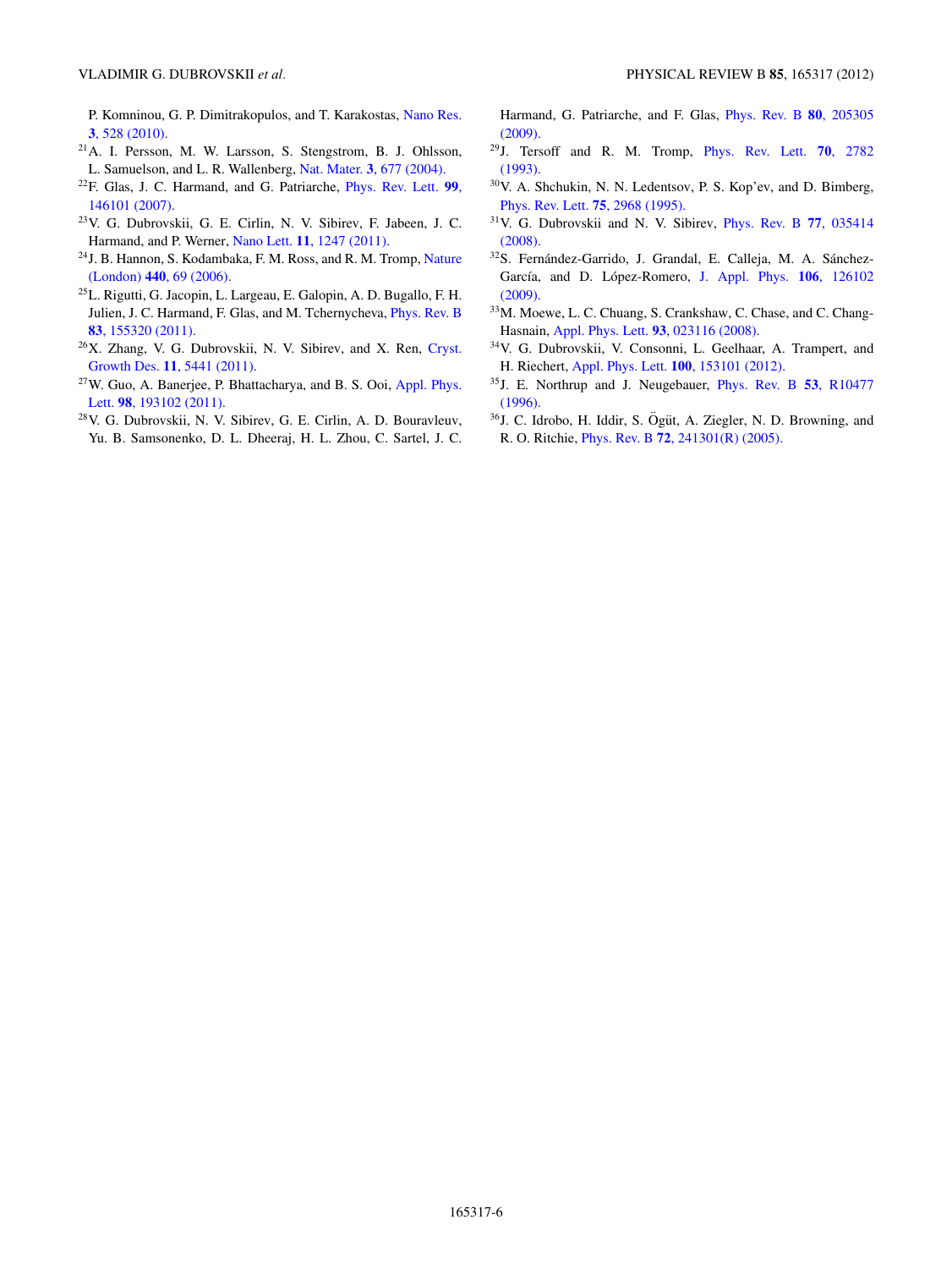P. Komninou, G. P. Dimitrakopulos, and T. Karakostas, Nano Res. **3**, 528 (2010).

[21] A. I. Persson, M. W. Larsson, S. Stengstrom, B. J. Ohlsson, L. Samuelson, and L. R. Wallenberg, Nat. Mater. **3**, 677 (2004).

[22] F. Glas, J. C. Harmand, and G. Patriarche, Phys. Rev. Lett. **99**, 146101 (2007).

[23] V. G. Dubrovskii, G. E. Cirlin, N. V. Sibirev, F. Jabeen, J. C. Harmand, and P. Werner, Nano Lett. **11**, 1247 (2011).

[24] J. B. Hannon, S. Kodambaka, F. M. Ross, and R. M. Tromp, Nature (London) **440**, 69 (2006).

[25] L. Rigutti, G. Jacopin, L. Largeau, E. Galopin, A. D. Bugallo, F. H. Julien, J. C. Harmand, F. Glas, and M. Tchernycheva, Phys. Rev. B **83**, 155320 (2011).

[26] X. Zhang, V. G. Dubrovskii, N. V. Sibirev, and X. Ren, Cryst. Growth Des. **11**, 5441 (2011).

[27] W. Guo, A. Banerjee, P. Bhattacharya, and B. S. Ooi, Appl. Phys. Lett. **98**, 193102 (2011).

[28] V. G. Dubrovskii, N. V. Sibirev, G. E. Cirlin, A. D. Bouravleuv, Yu. B. Samsonenko, D. L. Dheeraj, H. L. Zhou, C. Sartel, J. C. Harmand, G. Patriarche, and F. Glas, Phys. Rev. B **80**, 205305 (2009).

[29] J. Tersoff and R. M. Tromp, Phys. Rev. Lett. **70**, 2782 (1993).

[30] V. A. Shchukin, N. N. Ledentsov, P. S. Kop'ev, and D. Bimberg, Phys. Rev. Lett. **75**, 2968 (1995).

[31] V. G. Dubrovskii and N. V. Sibirev, Phys. Rev. B **77**, 035414 (2008).

[32] S. Fernández-Garrido, J. Grandal, E. Calleja, M. A. Sánchez-García, and D. López-Romero, J. Appl. Phys. **106**, 126102 (2009).

[33] M. Moewe, L. C. Chuang, S. Crankshaw, C. Chase, and C. Chang-Hasnain, Appl. Phys. Lett. **93**, 023116 (2008).

[34] V. G. Dubrovskii, V. Consonni, L. Geelhaar, A. Trampert, and H. Riechert, Appl. Phys. Lett. **100**, 153101 (2012).

[35] J. E. Northrup and J. Neugebauer, Phys. Rev. B **53**, R10477 (1996).

[36] J. C. Idrobo, H. Iddir, S. Ögüt, A. Ziegler, N. D. Browning, and R. O. Ritchie, Phys. Rev. B **72**, 241301(R) (2005).